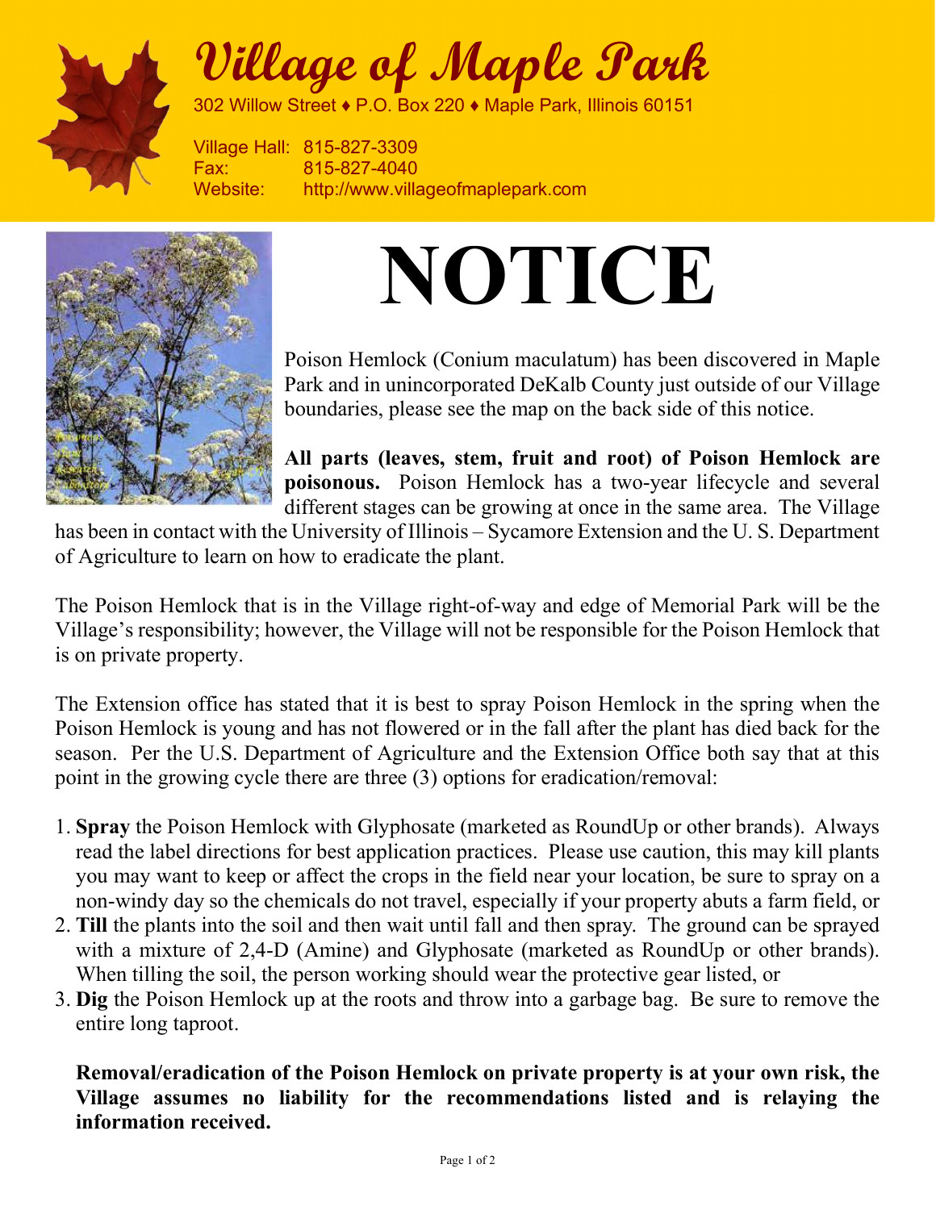# Village of Maple Park

302 Willow Street ♦ P.O. Box 220 ♦ Maple Park, Illinois 60151

Village Hall: 815-827-3309
Fax: 815-827-4040
Website: http://www.villageofmaplepark.com

# NOTICE

Poison Hemlock (Conium maculatum) has been discovered in Maple Park and in unincorporated DeKalb County just outside of our Village boundaries, please see the map on the back side of this notice.

**All parts (leaves, stem, fruit and root) of Poison Hemlock are poisonous.** Poison Hemlock has a two-year lifecycle and several different stages can be growing at once in the same area. The Village has been in contact with the University of Illinois – Sycamore Extension and the U. S. Department of Agriculture to learn on how to eradicate the plant.

The Poison Hemlock that is in the Village right-of-way and edge of Memorial Park will be the Village's responsibility; however, the Village will not be responsible for the Poison Hemlock that is on private property.

The Extension office has stated that it is best to spray Poison Hemlock in the spring when the Poison Hemlock is young and has not flowered or in the fall after the plant has died back for the season. Per the U.S. Department of Agriculture and the Extension Office both say that at this point in the growing cycle there are three (3) options for eradication/removal:

1. **Spray** the Poison Hemlock with Glyphosate (marketed as RoundUp or other brands). Always read the label directions for best application practices. Please use caution, this may kill plants you may want to keep or affect the crops in the field near your location, be sure to spray on a non-windy day so the chemicals do not travel, especially if your property abuts a farm field, or
2. **Till** the plants into the soil and then wait until fall and then spray. The ground can be sprayed with a mixture of 2,4-D (Amine) and Glyphosate (marketed as RoundUp or other brands). When tilling the soil, the person working should wear the protective gear listed, or
3. **Dig** the Poison Hemlock up at the roots and throw into a garbage bag. Be sure to remove the entire long taproot.

**Removal/eradication of the Poison Hemlock on private property is at your own risk, the Village assumes no liability for the recommendations listed and is relaying the information received.**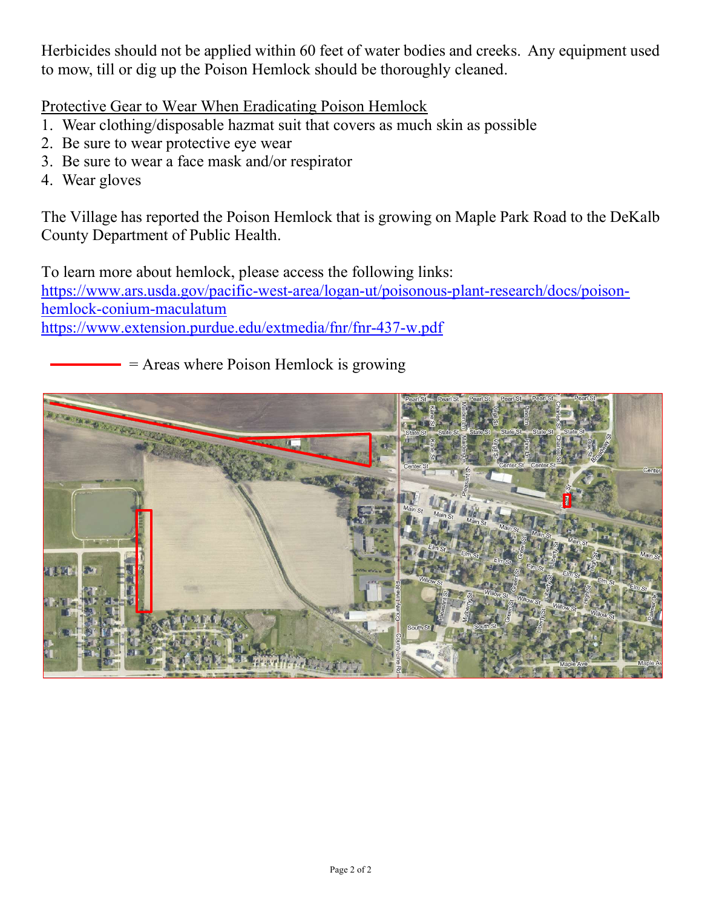Herbicides should not be applied within 60 feet of water bodies and creeks. Any equipment used to mow, till or dig up the Poison Hemlock should be thoroughly cleaned.

Protective Gear to Wear When Eradicating Poison Hemlock

1. Wear clothing/disposable hazmat suit that covers as much skin as possible
2. Be sure to wear protective eye wear
3. Be sure to wear a face mask and/or respirator
4. Wear gloves

The Village has reported the Poison Hemlock that is growing on Maple Park Road to the DeKalb County Department of Public Health.

To learn more about hemlock, please access the following links:
https://www.ars.usda.gov/pacific-west-area/logan-ut/poisonous-plant-research/docs/poison-hemlock-conium-maculatum
https://www.extension.purdue.edu/extmedia/fnr/fnr-437-w.pdf

= Areas where Poison Hemlock is growing